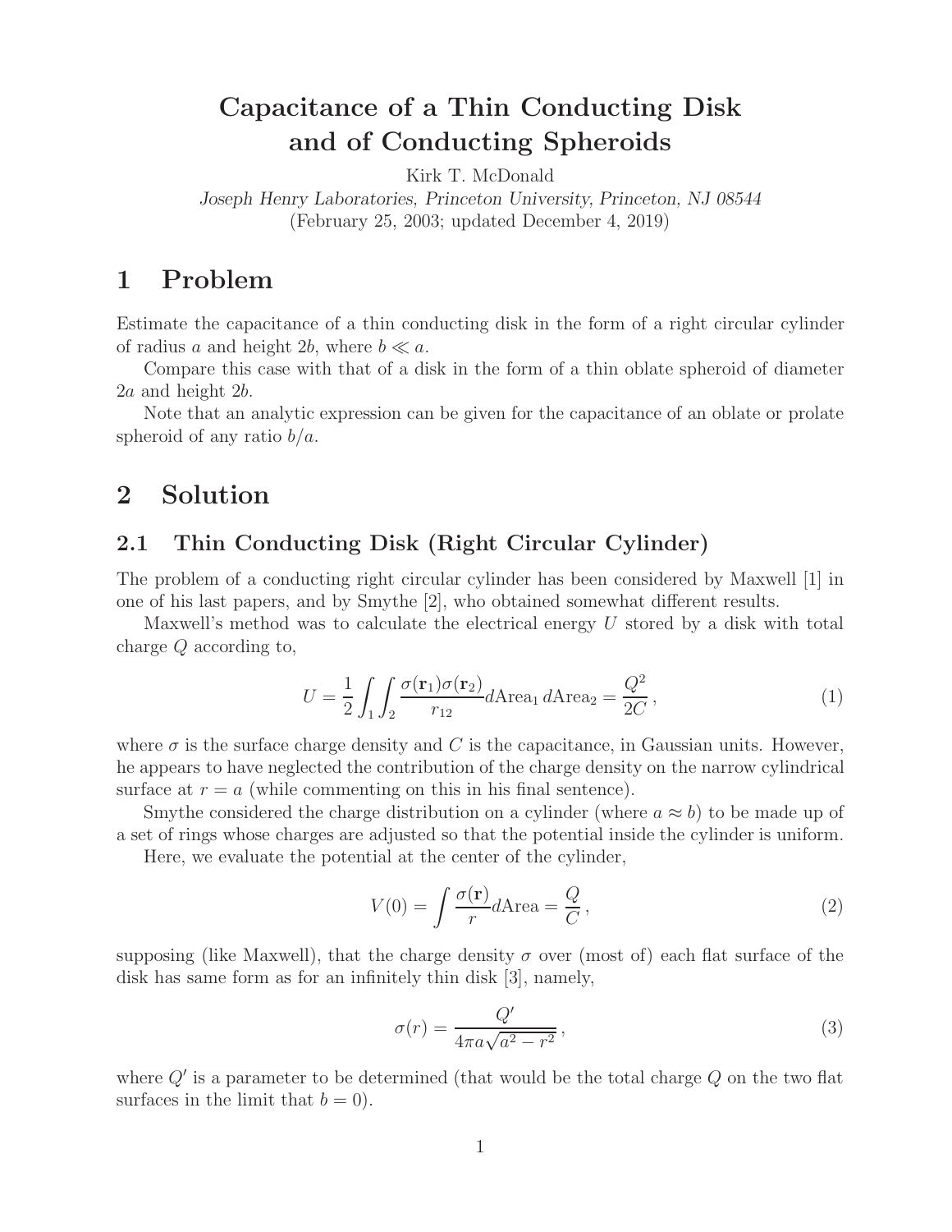# Capacitance of a Thin Conducting Disk and of Conducting Spheroids

Kirk T. McDonald

*Joseph Henry Laboratories, Princeton University, Princeton, NJ 08544*

(February 25, 2003; updated December 4, 2019)

## 1 Problem

Estimate the capacitance of a thin conducting disk in the form of a right circular cylinder of radius $a$ and height $2b$, where $b \ll a$.

Compare this case with that of a disk in the form of a thin oblate spheroid of diameter $2a$ and height $2b$.

Note that an analytic expression can be given for the capacitance of an oblate or prolate spheroid of any ratio $b/a$.

## 2 Solution

### 2.1 Thin Conducting Disk (Right Circular Cylinder)

The problem of a conducting right circular cylinder has been considered by Maxwell [1] in one of his last papers, and by Smythe [2], who obtained somewhat different results.

Maxwell's method was to calculate the electrical energy $U$ stored by a disk with total charge $Q$ according to,

$$U = \frac{1}{2} \int_1 \int_2 \frac{\sigma(\mathbf{r}_1)\sigma(\mathbf{r}_2)}{r_{12}} d\text{Area}_1 \, d\text{Area}_2 = \frac{Q^2}{2C}, \tag{1}$$

where $\sigma$ is the surface charge density and $C$ is the capacitance, in Gaussian units. However, he appears to have neglected the contribution of the charge density on the narrow cylindrical surface at $r = a$ (while commenting on this in his final sentence).

Smythe considered the charge distribution on a cylinder (where $a \approx b$) to be made up of a set of rings whose charges are adjusted so that the potential inside the cylinder is uniform.

Here, we evaluate the potential at the center of the cylinder,

$$V(0) = \int \frac{\sigma(\mathbf{r})}{r} d\text{Area} = \frac{Q}{C}, \tag{2}$$

supposing (like Maxwell), that the charge density $\sigma$ over (most of) each flat surface of the disk has same form as for an infinitely thin disk [3], namely,

$$\sigma(r) = \frac{Q'}{4\pi a \sqrt{a^2 - r^2}}, \tag{3}$$

where $Q'$ is a parameter to be determined (that would be the total charge $Q$ on the two flat surfaces in the limit that $b = 0$).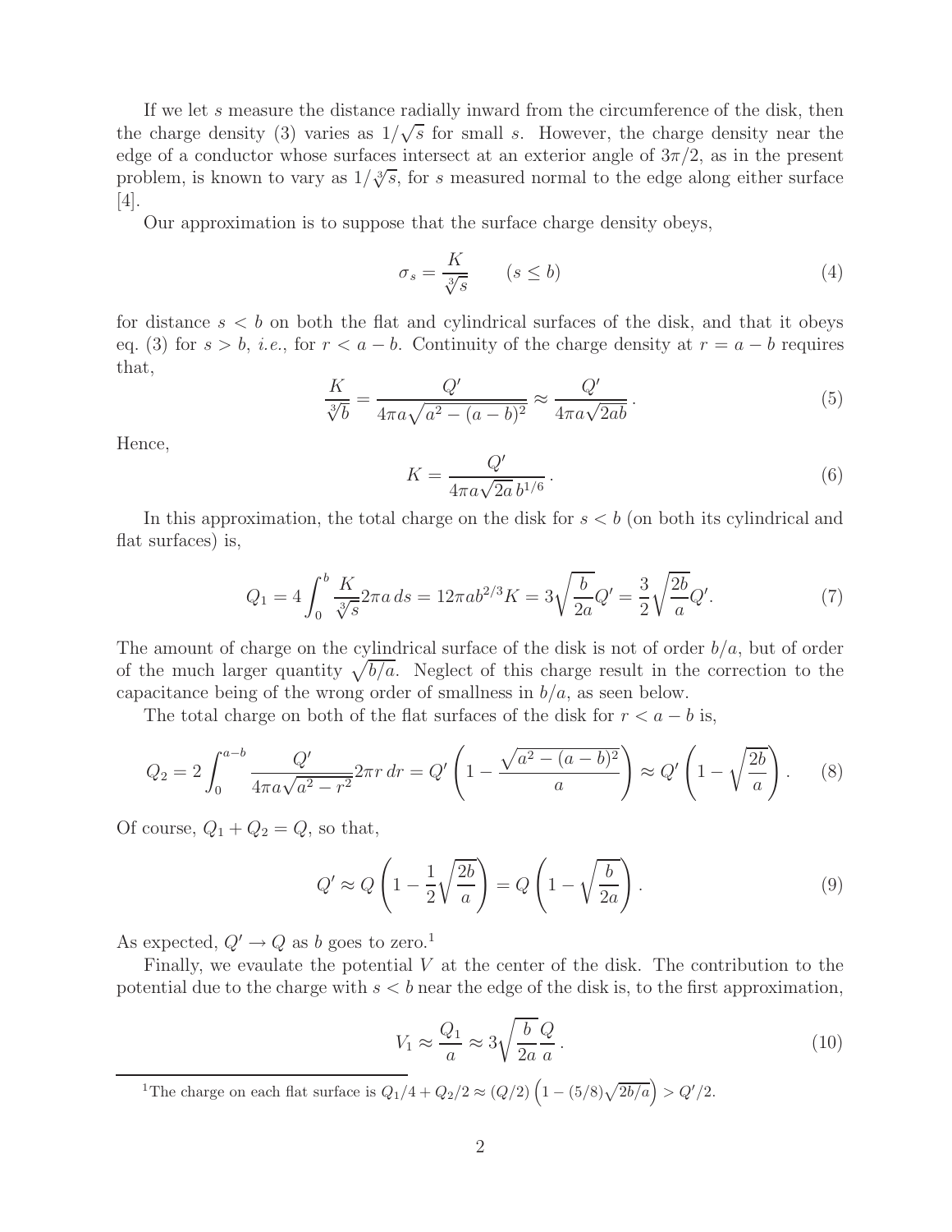If we let $s$ measure the distance radially inward from the circumference of the disk, then the charge density (3) varies as $1/\sqrt{s}$ for small $s$. However, the charge density near the edge of a conductor whose surfaces intersect at an exterior angle of $3\pi/2$, as in the present problem, is known to vary as $1/\sqrt[3]{s}$, for $s$ measured normal to the edge along either surface [4].

Our approximation is to suppose that the surface charge density obeys,

$$\sigma_s = \frac{K}{\sqrt[3]{s}} \qquad (s \le b) \tag{4}$$

for distance $s < b$ on both the flat and cylindrical surfaces of the disk, and that it obeys eq. (3) for $s > b$, *i.e.*, for $r < a - b$. Continuity of the charge density at $r = a - b$ requires that,

$$\frac{K}{\sqrt[3]{b}} = \frac{Q'}{4\pi a\sqrt{a^2 - (a-b)^2}} \approx \frac{Q'}{4\pi a\sqrt{2ab}}\,. \tag{5}$$

Hence,

$$K = \frac{Q'}{4\pi a\sqrt{2a}\, b^{1/6}}\,. \tag{6}$$

In this approximation, the total charge on the disk for $s < b$ (on both its cylindrical and flat surfaces) is,

$$Q_1 = 4\int_0^b \frac{K}{\sqrt[3]{s}} 2\pi a\, ds = 12\pi a b^{2/3} K = 3\sqrt{\frac{b}{2a}}Q' = \frac{3}{2}\sqrt{\frac{2b}{a}}Q'. \tag{7}$$

The amount of charge on the cylindrical surface of the disk is not of order $b/a$, but of order of the much larger quantity $\sqrt{b/a}$. Neglect of this charge result in the correction to the capacitance being of the wrong order of smallness in $b/a$, as seen below.

The total charge on both of the flat surfaces of the disk for $r < a - b$ is,

$$Q_2 = 2\int_0^{a-b} \frac{Q'}{4\pi a\sqrt{a^2 - r^2}} 2\pi r\, dr = Q'\left(1 - \frac{\sqrt{a^2 - (a-b)^2}}{a}\right) \approx Q'\left(1 - \sqrt{\frac{2b}{a}}\right). \tag{8}$$

Of course, $Q_1 + Q_2 = Q$, so that,

$$Q' \approx Q\left(1 - \frac{1}{2}\sqrt{\frac{2b}{a}}\right) = Q\left(1 - \sqrt{\frac{b}{2a}}\right). \tag{9}$$

As expected, $Q' \to Q$ as $b$ goes to zero.[1]

Finally, we evaulate the potential $V$ at the center of the disk. The contribution to the potential due to the charge with $s < b$ near the edge of the disk is, to the first approximation,

$$V_1 \approx \frac{Q_1}{a} \approx 3\sqrt{\frac{b}{2a}}\frac{Q}{a}\,. \tag{10}$$

[1] The charge on each flat surface is $Q_1/4 + Q_2/2 \approx (Q/2)\left(1 - (5/8)\sqrt{2b/a}\right) > Q'/2$.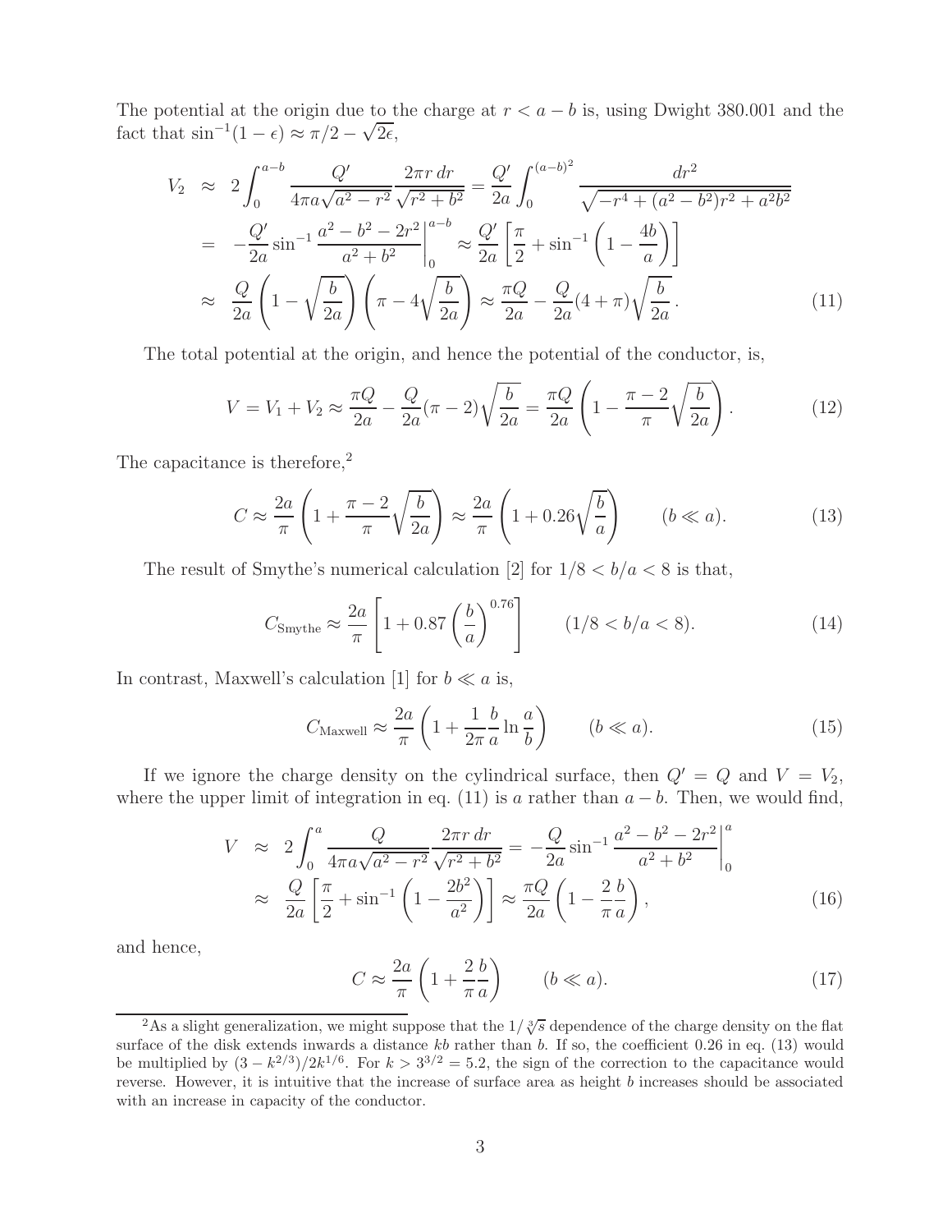The potential at the origin due to the charge at $r < a - b$ is, using Dwight 380.001 and the fact that $\sin^{-1}(1-\epsilon) \approx \pi/2 - \sqrt{2\epsilon}$,

$$
\begin{aligned}
V_2 &\approx 2\int_0^{a-b} \frac{Q'}{4\pi a\sqrt{a^2-r^2}} \frac{2\pi r\, dr}{\sqrt{r^2+b^2}} = \frac{Q'}{2a}\int_0^{(a-b)^2} \frac{dr^2}{\sqrt{-r^4+(a^2-b^2)r^2+a^2b^2}} \\
&= -\frac{Q'}{2a}\sin^{-1}\frac{a^2-b^2-2r^2}{a^2+b^2}\bigg|_0^{a-b} \approx \frac{Q'}{2a}\left[\frac{\pi}{2} + \sin^{-1}\left(1-\frac{4b}{a}\right)\right] \\
&\approx \frac{Q}{2a}\left(1-\sqrt{\frac{b}{2a}}\right)\left(\pi - 4\sqrt{\frac{b}{2a}}\right) \approx \frac{\pi Q}{2a} - \frac{Q}{2a}(4+\pi)\sqrt{\frac{b}{2a}}\,. \qquad (11)
\end{aligned}
$$

The total potential at the origin, and hence the potential of the conductor, is,

$$
V = V_1 + V_2 \approx \frac{\pi Q}{2a} - \frac{Q}{2a}(\pi - 2)\sqrt{\frac{b}{2a}} = \frac{\pi Q}{2a}\left(1 - \frac{\pi-2}{\pi}\sqrt{\frac{b}{2a}}\right). \qquad (12)
$$

The capacitance is therefore,[2]

$$
C \approx \frac{2a}{\pi}\left(1 + \frac{\pi-2}{\pi}\sqrt{\frac{b}{2a}}\right) \approx \frac{2a}{\pi}\left(1 + 0.26\sqrt{\frac{b}{a}}\right) \qquad (b \ll a). \qquad (13)
$$

The result of Smythe's numerical calculation [2] for $1/8 < b/a < 8$ is that,

$$
C_{\rm Smythe} \approx \frac{2a}{\pi}\left[1 + 0.87\left(\frac{b}{a}\right)^{0.76}\right] \qquad (1/8 < b/a < 8). \qquad (14)
$$

In contrast, Maxwell's calculation [1] for $b \ll a$ is,

$$
C_{\rm Maxwell} \approx \frac{2a}{\pi}\left(1 + \frac{1}{2\pi}\frac{b}{a}\ln\frac{a}{b}\right) \qquad (b \ll a). \qquad (15)
$$

If we ignore the charge density on the cylindrical surface, then $Q' = Q$ and $V = V_2$, where the upper limit of integration in eq. (11) is $a$ rather than $a - b$. Then, we would find,

$$
\begin{aligned}
V &\approx 2\int_0^{a} \frac{Q}{4\pi a\sqrt{a^2-r^2}} \frac{2\pi r\, dr}{\sqrt{r^2+b^2}} = -\frac{Q}{2a}\sin^{-1}\frac{a^2-b^2-2r^2}{a^2+b^2}\bigg|_0^{a} \\
&\approx \frac{Q}{2a}\left[\frac{\pi}{2} + \sin^{-1}\left(1 - \frac{2b^2}{a^2}\right)\right] \approx \frac{\pi Q}{2a}\left(1 - \frac{2}{\pi}\frac{b}{a}\right), \qquad (16)
\end{aligned}
$$

and hence,

$$
C \approx \frac{2a}{\pi}\left(1 + \frac{2}{\pi}\frac{b}{a}\right) \qquad (b \ll a). \qquad (17)
$$

[2] As a slight generalization, we might suppose that the $1/\sqrt[3]{s}$ dependence of the charge density on the flat surface of the disk extends inwards a distance $kb$ rather than $b$. If so, the coefficient 0.26 in eq. (13) would be multiplied by $(3 - k^{2/3})/2k^{1/6}$. For $k > 3^{3/2} = 5.2$, the sign of the correction to the capacitance would reverse. However, it is intuitive that the increase of surface area as height $b$ increases should be associated with an increase in capacity of the conductor.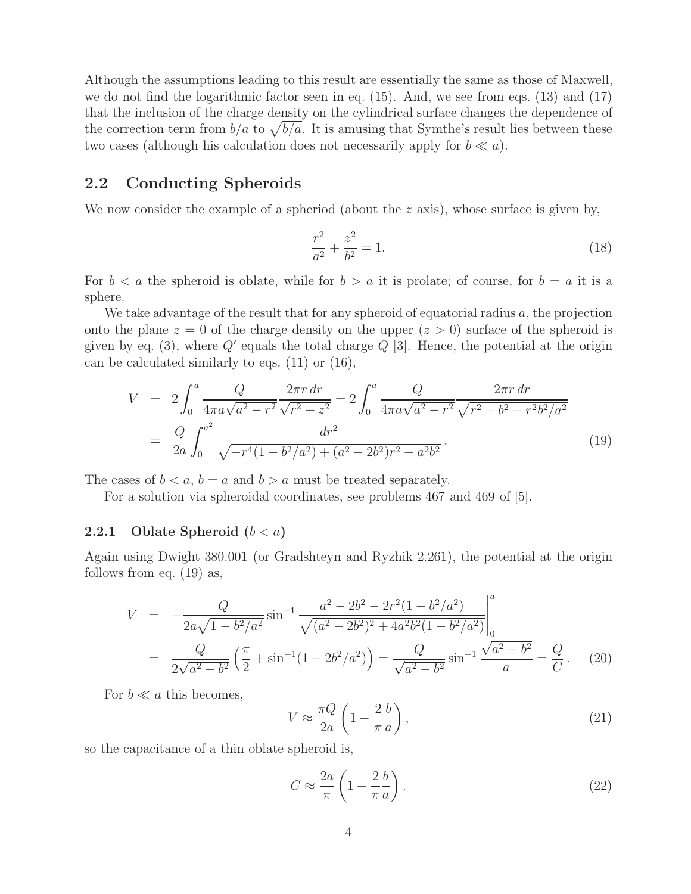Although the assumptions leading to this result are essentially the same as those of Maxwell, we do not find the logarithmic factor seen in eq. (15). And, we see from eqs. (13) and (17) that the inclusion of the charge density on the cylindrical surface changes the dependence of the correction term from $b/a$ to $\sqrt{b/a}$. It is amusing that Symthe's result lies between these two cases (although his calculation does not necessarily apply for $b \ll a$).

## 2.2 Conducting Spheroids

We now consider the example of a spheriod (about the $z$ axis), whose surface is given by,

$$\frac{r^2}{a^2} + \frac{z^2}{b^2} = 1. \tag{18}$$

For $b < a$ the spheroid is oblate, while for $b > a$ it is prolate; of course, for $b = a$ it is a sphere.

We take advantage of the result that for any spheroid of equatorial radius $a$, the projection onto the plane $z = 0$ of the charge density on the upper ($z > 0$) surface of the spheroid is given by eq. (3), where $Q'$ equals the total charge $Q$ [3]. Hence, the potential at the origin can be calculated similarly to eqs. (11) or (16),

$$\begin{aligned} V &= 2\int_0^a \frac{Q}{4\pi a\sqrt{a^2 - r^2}} \frac{2\pi r\, dr}{\sqrt{r^2 + z^2}} = 2\int_0^a \frac{Q}{4\pi a\sqrt{a^2 - r^2}} \frac{2\pi r\, dr}{\sqrt{r^2 + b^2 - r^2 b^2/a^2}} \\ &= \frac{Q}{2a}\int_0^{a^2} \frac{dr^2}{\sqrt{-r^4(1 - b^2/a^2) + (a^2 - 2b^2)r^2 + a^2 b^2}} . \end{aligned} \tag{19}$$

The cases of $b < a$, $b = a$ and $b > a$ must be treated separately.

For a solution via spheroidal coordinates, see problems 467 and 469 of [5].

### 2.2.1 Oblate Spheroid ($b < a$)

Again using Dwight 380.001 (or Gradshteyn and Ryzhik 2.261), the potential at the origin follows from eq. (19) as,

$$\begin{aligned} V &= -\frac{Q}{2a\sqrt{1 - b^2/a^2}} \sin^{-1} \frac{a^2 - 2b^2 - 2r^2(1 - b^2/a^2)}{\sqrt{(a^2 - 2b^2)^2 + 4a^2 b^2(1 - b^2/a^2)}}\Bigg|_0^a \\ &= \frac{Q}{2\sqrt{a^2 - b^2}}\left(\frac{\pi}{2} + \sin^{-1}(1 - 2b^2/a^2)\right) = \frac{Q}{\sqrt{a^2 - b^2}} \sin^{-1}\frac{\sqrt{a^2 - b^2}}{a} = \frac{Q}{C} . \end{aligned} \tag{20}$$

For $b \ll a$ this becomes,

$$V \approx \frac{\pi Q}{2a}\left(1 - \frac{2}{\pi}\frac{b}{a}\right), \tag{21}$$

so the capacitance of a thin oblate spheroid is,

$$C \approx \frac{2a}{\pi}\left(1 + \frac{2}{\pi}\frac{b}{a}\right). \tag{22}$$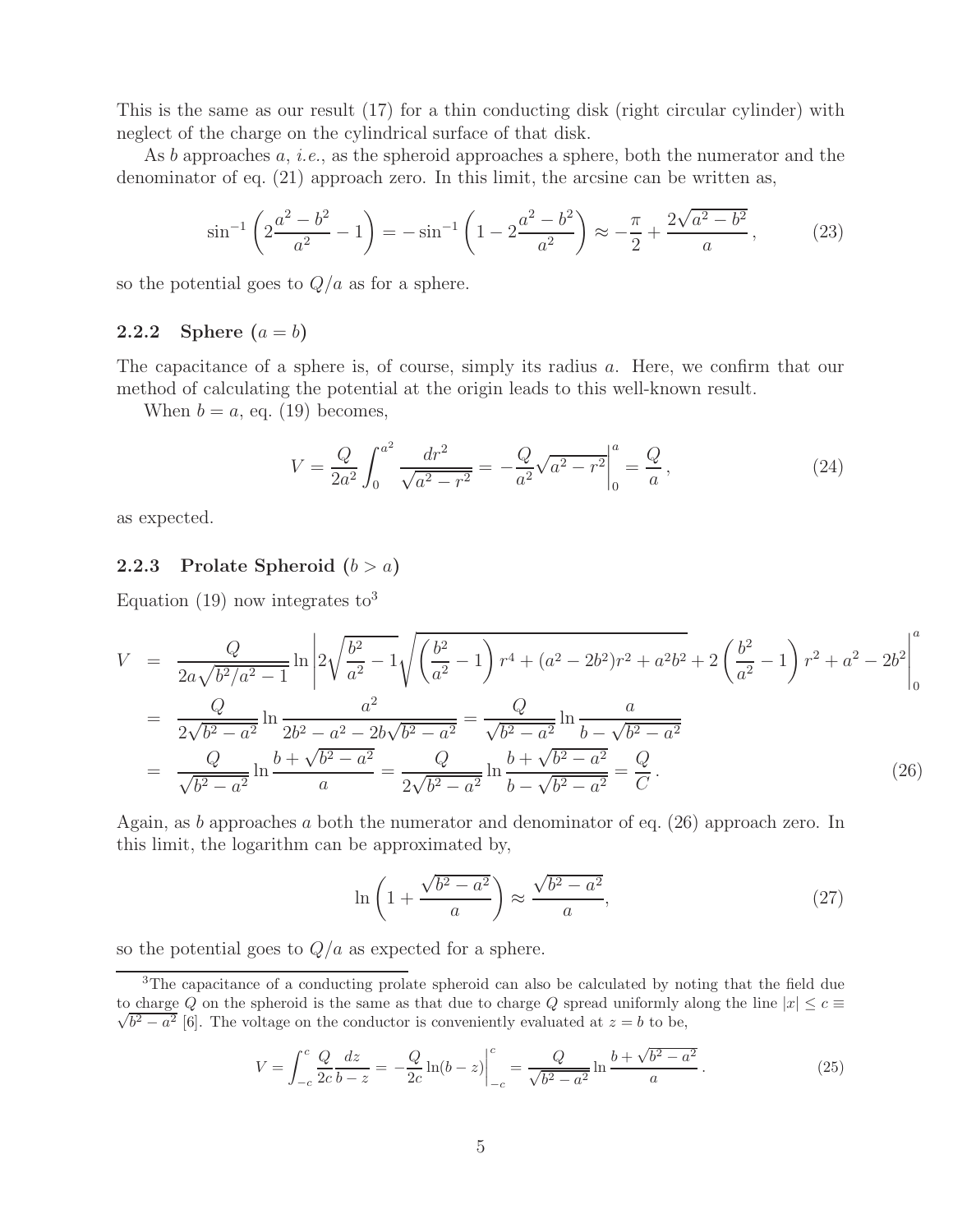This is the same as our result (17) for a thin conducting disk (right circular cylinder) with neglect of the charge on the cylindrical surface of that disk.

As $b$ approaches $a$, *i.e.*, as the spheroid approaches a sphere, both the numerator and the denominator of eq. (21) approach zero. In this limit, the arcsine can be written as,

$$\sin^{-1}\left(2\frac{a^2 - b^2}{a^2} - 1\right) = -\sin^{-1}\left(1 - 2\frac{a^2 - b^2}{a^2}\right) \approx -\frac{\pi}{2} + \frac{2\sqrt{a^2 - b^2}}{a}\,, \tag{23}$$

so the potential goes to $Q/a$ as for a sphere.

### 2.2.2 Sphere ($a = b$)

The capacitance of a sphere is, of course, simply its radius $a$. Here, we confirm that our method of calculating the potential at the origin leads to this well-known result.

When $b = a$, eq. (19) becomes,

$$V = \frac{Q}{2a^2}\int_0^{a^2} \frac{dr^2}{\sqrt{a^2 - r^2}} = -\frac{Q}{a^2}\sqrt{a^2 - r^2}\bigg|_0^a = \frac{Q}{a}\,, \tag{24}$$

as expected.

### 2.2.3 Prolate Spheroid ($b > a$)

Equation (19) now integrates to[3]

$$\begin{aligned}
V &= \frac{Q}{2a\sqrt{b^2/a^2 - 1}} \ln\left| 2\sqrt{\frac{b^2}{a^2} - 1}\sqrt{\left(\frac{b^2}{a^2} - 1\right) r^4 + (a^2 - 2b^2) r^2 + a^2 b^2} + 2\left(\frac{b^2}{a^2} - 1\right) r^2 + a^2 - 2b^2 \right|_0^a \\
&= \frac{Q}{2\sqrt{b^2 - a^2}} \ln \frac{a^2}{2b^2 - a^2 - 2b\sqrt{b^2 - a^2}} = \frac{Q}{\sqrt{b^2 - a^2}} \ln \frac{a}{b - \sqrt{b^2 - a^2}} \\
&= \frac{Q}{\sqrt{b^2 - a^2}} \ln \frac{b + \sqrt{b^2 - a^2}}{a} = \frac{Q}{2\sqrt{b^2 - a^2}} \ln \frac{b + \sqrt{b^2 - a^2}}{b - \sqrt{b^2 - a^2}} = \frac{Q}{C}\,.
\end{aligned} \tag{26}$$

Again, as $b$ approaches $a$ both the numerator and denominator of eq. (26) approach zero. In this limit, the logarithm can be approximated by,

$$\ln\left(1 + \frac{\sqrt{b^2 - a^2}}{a}\right) \approx \frac{\sqrt{b^2 - a^2}}{a}, \tag{27}$$

so the potential goes to $Q/a$ as expected for a sphere.

---

[3] The capacitance of a conducting prolate spheroid can also be calculated by noting that the field due to charge $Q$ on the spheroid is the same as that due to charge $Q$ spread uniformly along the line $|x| \le c \equiv \sqrt{b^2 - a^2}$ [6]. The voltage on the conductor is conveniently evaluated at $z = b$ to be,

$$V = \int_{-c}^{c} \frac{Q}{2c}\frac{dz}{b - z} = -\frac{Q}{2c}\ln(b - z)\bigg|_{-c}^{c} = \frac{Q}{\sqrt{b^2 - a^2}} \ln \frac{b + \sqrt{b^2 - a^2}}{a}\,. \tag{25}$$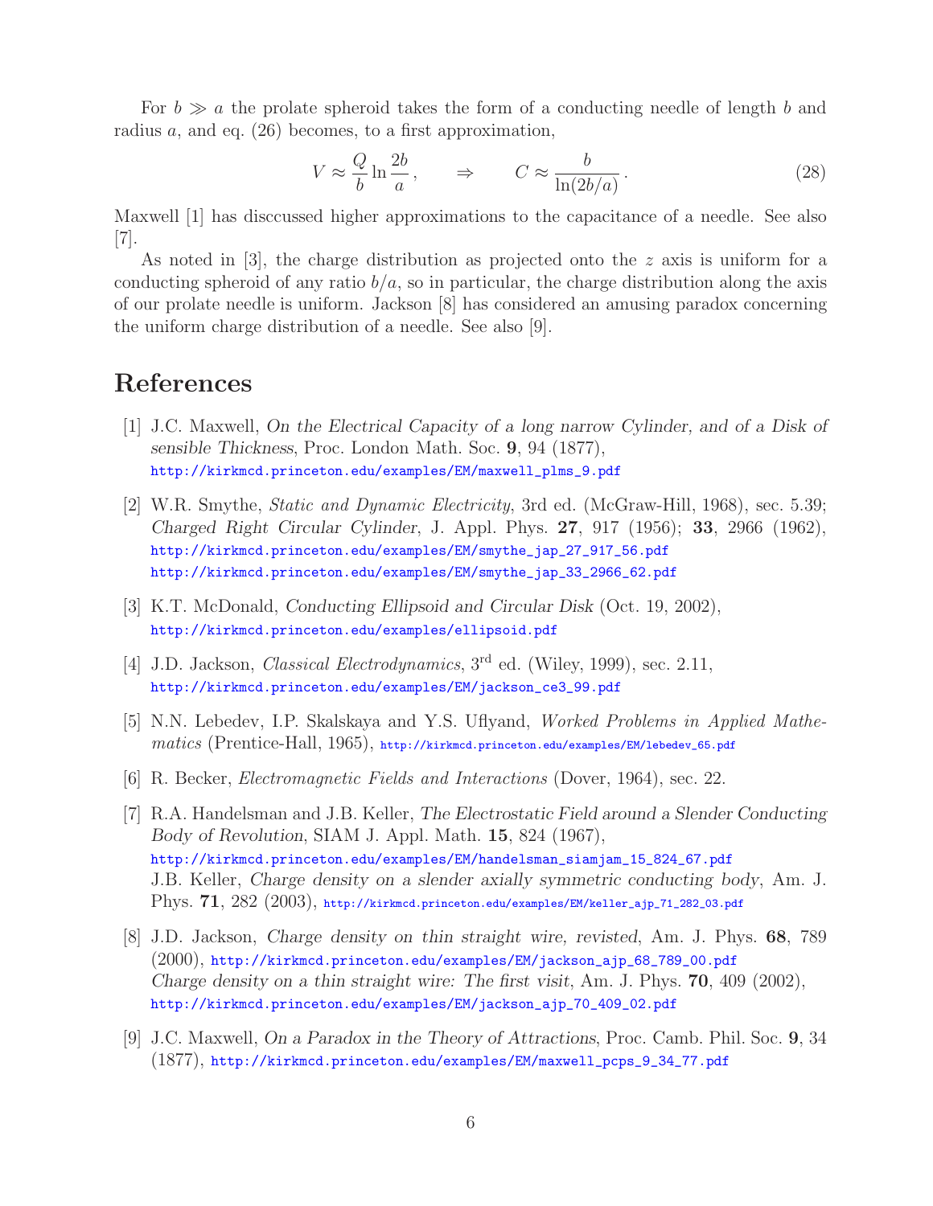For $b \gg a$ the prolate spheroid takes the form of a conducting needle of length $b$ and radius $a$, and eq. (26) becomes, to a first approximation,

$$V \approx \frac{Q}{b} \ln \frac{2b}{a}, \qquad \Rightarrow \qquad C \approx \frac{b}{\ln(2b/a)}. \tag{28}$$

Maxwell [1] has disccussed higher approximations to the capacitance of a needle. See also [7].

As noted in [3], the charge distribution as projected onto the $z$ axis is uniform for a conducting spheroid of any ratio $b/a$, so in particular, the charge distribution along the axis of our prolate needle is uniform. Jackson [8] has considered an amusing paradox concerning the uniform charge distribution of a needle. See also [9].

# References

[1] J.C. Maxwell, *On the Electrical Capacity of a long narrow Cylinder, and of a Disk of sensible Thickness*, Proc. London Math. Soc. **9**, 94 (1877),
http://kirkmcd.princeton.edu/examples/EM/maxwell_plms_9.pdf

[2] W.R. Smythe, *Static and Dynamic Electricity*, 3rd ed. (McGraw-Hill, 1968), sec. 5.39; *Charged Right Circular Cylinder*, J. Appl. Phys. **27**, 917 (1956); **33**, 2966 (1962),
http://kirkmcd.princeton.edu/examples/EM/smythe_jap_27_917_56.pdf
http://kirkmcd.princeton.edu/examples/EM/smythe_jap_33_2966_62.pdf

[3] K.T. McDonald, *Conducting Ellipsoid and Circular Disk* (Oct. 19, 2002),
http://kirkmcd.princeton.edu/examples/ellipsoid.pdf

[4] J.D. Jackson, *Classical Electrodynamics*, 3rd ed. (Wiley, 1999), sec. 2.11,
http://kirkmcd.princeton.edu/examples/EM/jackson_ce3_99.pdf

[5] N.N. Lebedev, I.P. Skalskaya and Y.S. Uflyand, *Worked Problems in Applied Mathematics* (Prentice-Hall, 1965), http://kirkmcd.princeton.edu/examples/EM/lebedev_65.pdf

[6] R. Becker, *Electromagnetic Fields and Interactions* (Dover, 1964), sec. 22.

[7] R.A. Handelsman and J.B. Keller, *The Electrostatic Field around a Slender Conducting Body of Revolution*, SIAM J. Appl. Math. **15**, 824 (1967),
http://kirkmcd.princeton.edu/examples/EM/handelsman_siamjam_15_824_67.pdf
J.B. Keller, *Charge density on a slender axially symmetric conducting body*, Am. J. Phys. **71**, 282 (2003), http://kirkmcd.princeton.edu/examples/EM/keller_ajp_71_282_03.pdf

[8] J.D. Jackson, *Charge density on thin straight wire, revisted*, Am. J. Phys. **68**, 789 (2000), http://kirkmcd.princeton.edu/examples/EM/jackson_ajp_68_789_00.pdf
*Charge density on a thin straight wire: The first visit*, Am. J. Phys. **70**, 409 (2002),
http://kirkmcd.princeton.edu/examples/EM/jackson_ajp_70_409_02.pdf

[9] J.C. Maxwell, *On a Paradox in the Theory of Attractions*, Proc. Camb. Phil. Soc. **9**, 34 (1877), http://kirkmcd.princeton.edu/examples/EM/maxwell_pcps_9_34_77.pdf